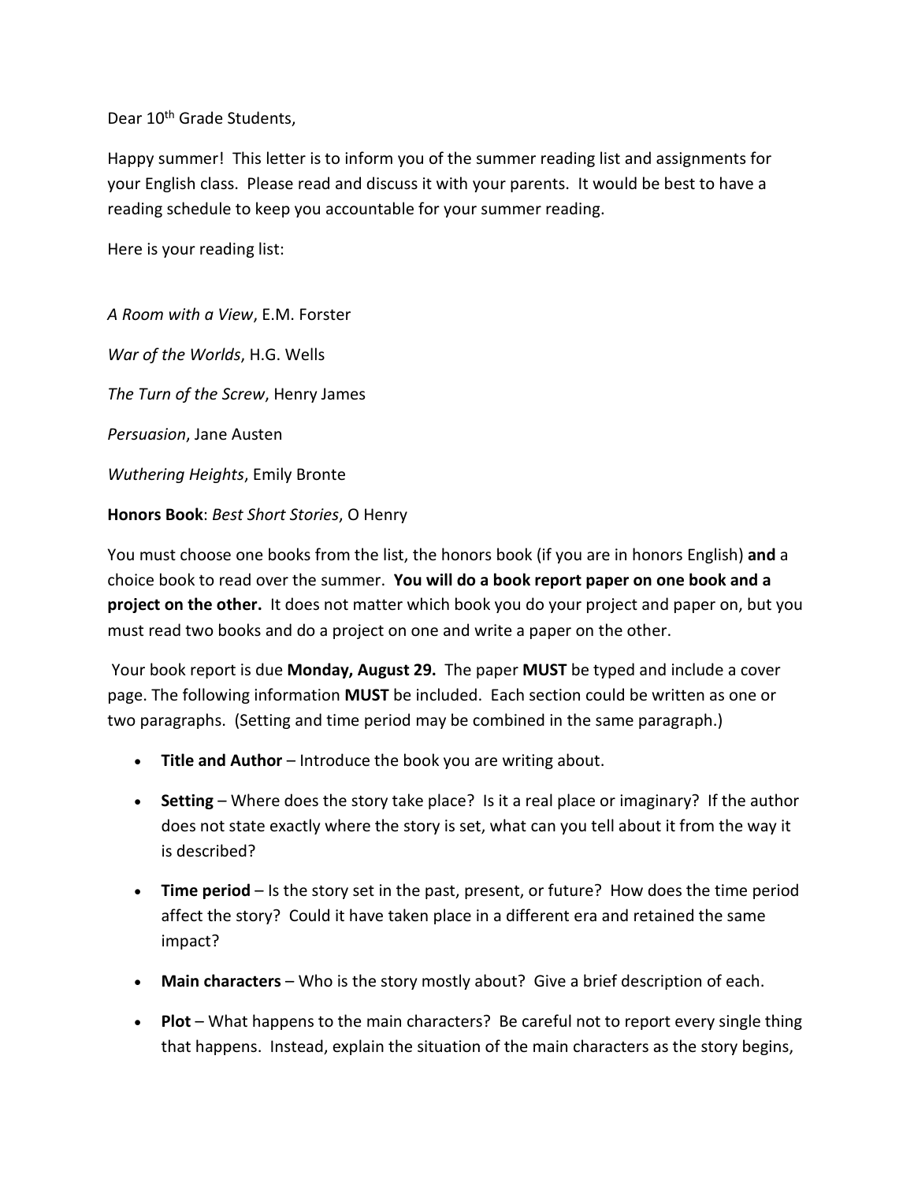Dear 10th Grade Students,

Happy summer! This letter is to inform you of the summer reading list and assignments for your English class. Please read and discuss it with your parents. It would be best to have a reading schedule to keep you accountable for your summer reading.

Here is your reading list:

*A Room with a View*, E.M. Forster

*War of the Worlds*, H.G. Wells

*The Turn of the Screw*, Henry James

*Persuasion*, Jane Austen

*Wuthering Heights*, Emily Bronte

**Honors Book**: *Best Short Stories*, O Henry

You must choose one books from the list, the honors book (if you are in honors English) **and** a choice book to read over the summer. **You will do a book report paper on one book and a project on the other.** It does not matter which book you do your project and paper on, but you must read two books and do a project on one and write a paper on the other.

Your book report is due **Monday, August 29.** The paper **MUST** be typed and include a cover page. The following information **MUST** be included. Each section could be written as one or two paragraphs. (Setting and time period may be combined in the same paragraph.)

- **Title and Author** – Introduce the book you are writing about.
- **Setting** – Where does the story take place? Is it a real place or imaginary? If the author does not state exactly where the story is set, what can you tell about it from the way it is described?
- **Time period** – Is the story set in the past, present, or future? How does the time period affect the story? Could it have taken place in a different era and retained the same impact?
- **Main characters** – Who is the story mostly about? Give a brief description of each.
- **Plot** – What happens to the main characters? Be careful not to report every single thing that happens. Instead, explain the situation of the main characters as the story begins,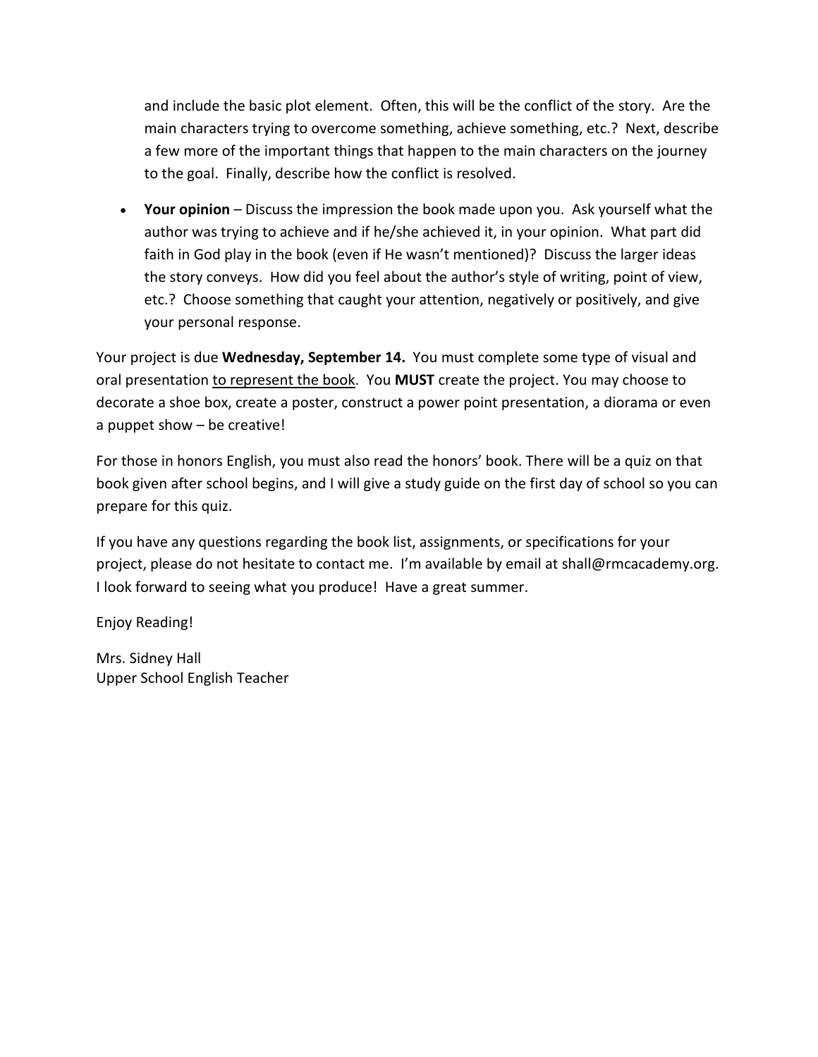and include the basic plot element. Often, this will be the conflict of the story. Are the main characters trying to overcome something, achieve something, etc.? Next, describe a few more of the important things that happen to the main characters on the journey to the goal. Finally, describe how the conflict is resolved.

- **Your opinion** – Discuss the impression the book made upon you. Ask yourself what the author was trying to achieve and if he/she achieved it, in your opinion. What part did faith in God play in the book (even if He wasn't mentioned)? Discuss the larger ideas the story conveys. How did you feel about the author's style of writing, point of view, etc.? Choose something that caught your attention, negatively or positively, and give your personal response.

Your project is due **Wednesday, September 14.** You must complete some type of visual and oral presentation <u>to represent the book</u>. You **MUST** create the project. You may choose to decorate a shoe box, create a poster, construct a power point presentation, a diorama or even a puppet show – be creative!

For those in honors English, you must also read the honors' book. There will be a quiz on that book given after school begins, and I will give a study guide on the first day of school so you can prepare for this quiz.

If you have any questions regarding the book list, assignments, or specifications for your project, please do not hesitate to contact me. I'm available by email at shall@rmcacademy.org. I look forward to seeing what you produce! Have a great summer.

Enjoy Reading!

Mrs. Sidney Hall
Upper School English Teacher